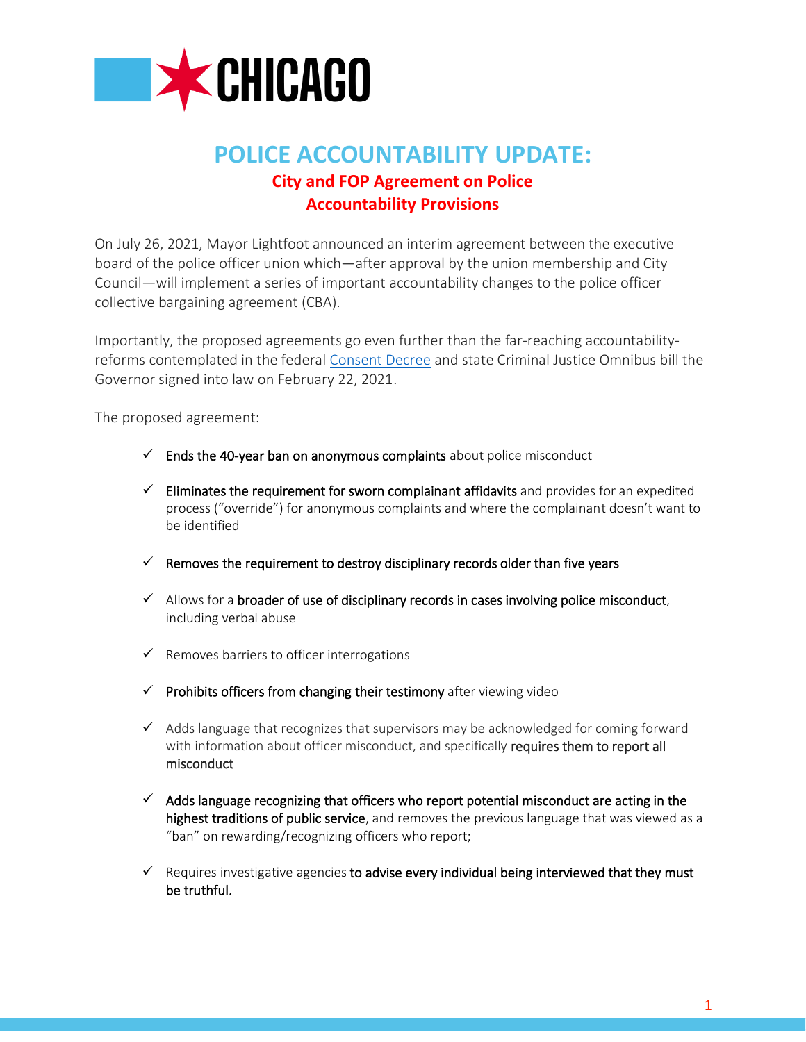# POLICE ACCOUNTABILITY UPDATE:

## City and FOP Agreement on Police Accountability Provisions

On July 26, 2021, Mayor Lightfoot announced an interim agreement between the executive board of the police officer union which—after approval by the union membership and City Council—will implement a series of important accountability changes to the police officer collective bargaining agreement (CBA).

Importantly, the proposed agreements go even further than the far-reaching accountability-reforms contemplated in the federal Consent Decree and state Criminal Justice Omnibus bill the Governor signed into law on February 22, 2021.

The proposed agreement:

- ✓ **Ends the 40-year ban on anonymous complaints** about police misconduct
- ✓ **Eliminates the requirement for sworn complainant affidavits** and provides for an expedited process ("override") for anonymous complaints and where the complainant doesn't want to be identified
- ✓ **Removes the requirement to destroy disciplinary records older than five years**
- ✓ Allows for a **broader of use of disciplinary records in cases involving police misconduct**, including verbal abuse
- ✓ Removes barriers to officer interrogations
- ✓ **Prohibits officers from changing their testimony** after viewing video
- ✓ Adds language that recognizes that supervisors may be acknowledged for coming forward with information about officer misconduct, and specifically **requires them to report all misconduct**
- ✓ **Adds language recognizing that officers who report potential misconduct are acting in the highest traditions of public service**, and removes the previous language that was viewed as a "ban" on rewarding/recognizing officers who report;
- ✓ Requires investigative agencies **to advise every individual being interviewed that they must be truthful.**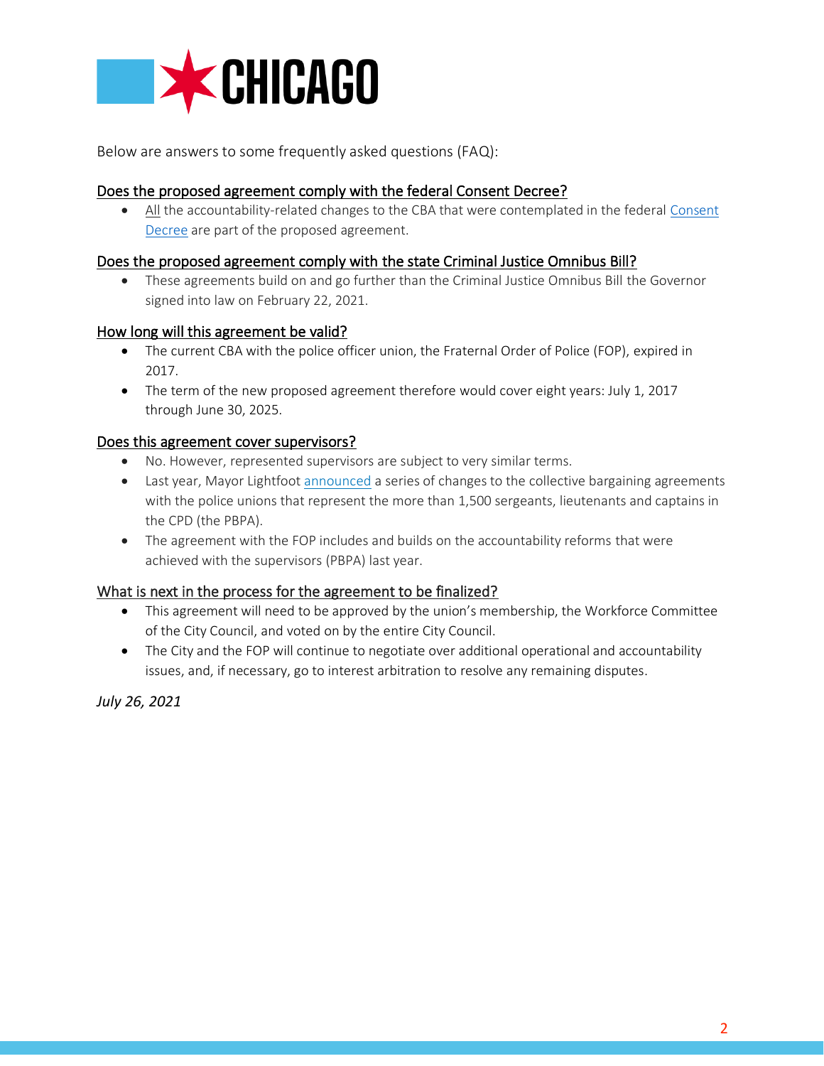Below are answers to some frequently asked questions (FAQ):

## Does the proposed agreement comply with the federal Consent Decree?

- All the accountability-related changes to the CBA that were contemplated in the federal Consent Decree are part of the proposed agreement.

## Does the proposed agreement comply with the state Criminal Justice Omnibus Bill?

- These agreements build on and go further than the Criminal Justice Omnibus Bill the Governor signed into law on February 22, 2021.

## How long will this agreement be valid?

- The current CBA with the police officer union, the Fraternal Order of Police (FOP), expired in 2017.
- The term of the new proposed agreement therefore would cover eight years: July 1, 2017 through June 30, 2025.

## Does this agreement cover supervisors?

- No. However, represented supervisors are subject to very similar terms.
- Last year, Mayor Lightfoot announced a series of changes to the collective bargaining agreements with the police unions that represent the more than 1,500 sergeants, lieutenants and captains in the CPD (the PBPA).
- The agreement with the FOP includes and builds on the accountability reforms that were achieved with the supervisors (PBPA) last year.

## What is next in the process for the agreement to be finalized?

- This agreement will need to be approved by the union's membership, the Workforce Committee of the City Council, and voted on by the entire City Council.
- The City and the FOP will continue to negotiate over additional operational and accountability issues, and, if necessary, go to interest arbitration to resolve any remaining disputes.

*July 26, 2021*